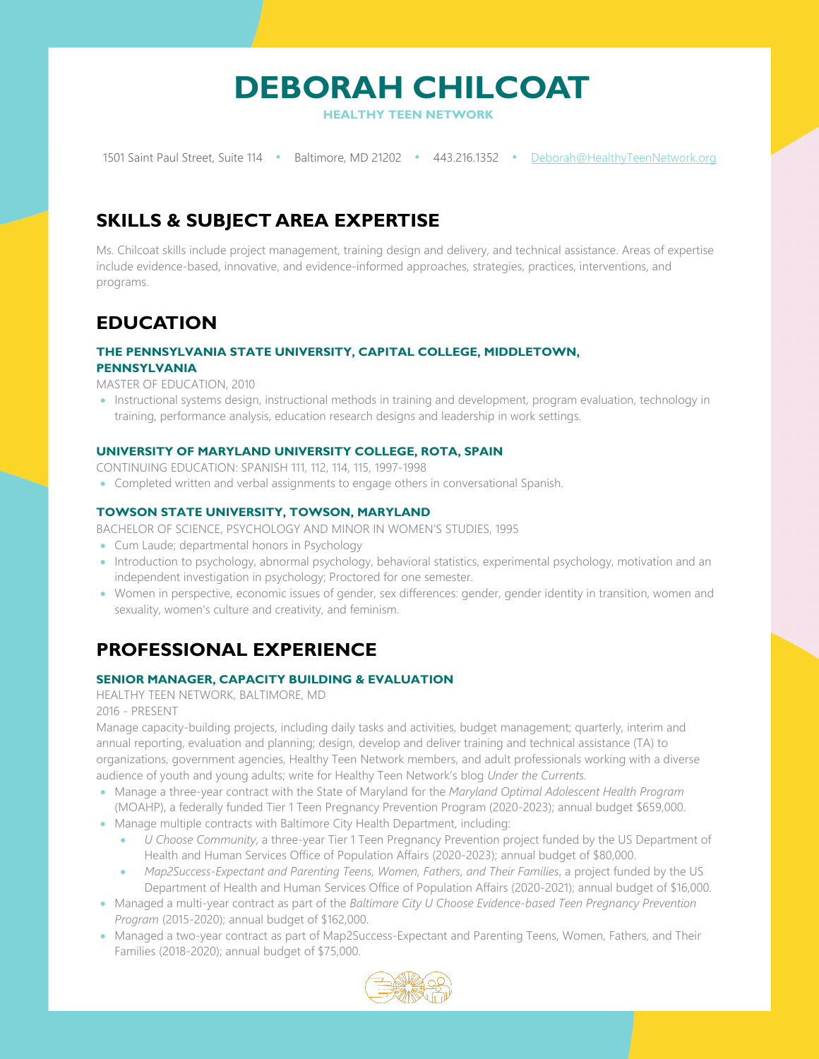# DEBORAH CHILCOAT

**HEALTHY TEEN NETWORK**

1501 Saint Paul Street, Suite 114 • Baltimore, MD 21202 • 443.216.1352 • Deborah@HealthyTeenNetwork.org

## SKILLS & SUBJECT AREA EXPERTISE

Ms. Chilcoat skills include project management, training design and delivery, and technical assistance. Areas of expertise include evidence-based, innovative, and evidence-informed approaches, strategies, practices, interventions, and programs.

## EDUCATION

### THE PENNSYLVANIA STATE UNIVERSITY, CAPITAL COLLEGE, MIDDLETOWN, PENNSYLVANIA

MASTER OF EDUCATION, 2010

- Instructional systems design, instructional methods in training and development, program evaluation, technology in training, performance analysis, education research designs and leadership in work settings.

### UNIVERSITY OF MARYLAND UNIVERSITY COLLEGE, ROTA, SPAIN

CONTINUING EDUCATION: SPANISH 111, 112, 114, 115, 1997-1998

- Completed written and verbal assignments to engage others in conversational Spanish.

### TOWSON STATE UNIVERSITY, TOWSON, MARYLAND

BACHELOR OF SCIENCE, PSYCHOLOGY AND MINOR IN WOMEN'S STUDIES, 1995

- Cum Laude; departmental honors in Psychology
- Introduction to psychology, abnormal psychology, behavioral statistics, experimental psychology, motivation and an independent investigation in psychology; Proctored for one semester.
- Women in perspective, economic issues of gender, sex differences: gender, gender identity in transition, women and sexuality, women's culture and creativity, and feminism.

## PROFESSIONAL EXPERIENCE

### SENIOR MANAGER, CAPACITY BUILDING & EVALUATION

HEALTHY TEEN NETWORK, BALTIMORE, MD

2016 - PRESENT

Manage capacity-building projects, including daily tasks and activities, budget management; quarterly, interim and annual reporting, evaluation and planning; design, develop and deliver training and technical assistance (TA) to organizations, government agencies, Healthy Teen Network members, and adult professionals working with a diverse audience of youth and young adults; write for Healthy Teen Network's blog *Under the Currents*.

- Manage a three-year contract with the State of Maryland for the *Maryland Optimal Adolescent Health Program* (MOAHP), a federally funded Tier 1 Teen Pregnancy Prevention Program (2020-2023); annual budget $659,000.
- Manage multiple contracts with Baltimore City Health Department, including:
  - *U Choose Community*, a three-year Tier 1 Teen Pregnancy Prevention project funded by the US Department of Health and Human Services Office of Population Affairs (2020-2023); annual budget of $80,000.
  - *Map2Success-Expectant and Parenting Teens, Women, Fathers, and Their Families*, a project funded by the US Department of Health and Human Services Office of Population Affairs (2020-2021); annual budget of $16,000.
- Managed a multi-year contract as part of the *Baltimore City U Choose Evidence-based Teen Pregnancy Prevention Program* (2015-2020); annual budget of $162,000.
- Managed a two-year contract as part of Map2Success-Expectant and Parenting Teens, Women, Fathers, and Their Families (2018-2020); annual budget of $75,000.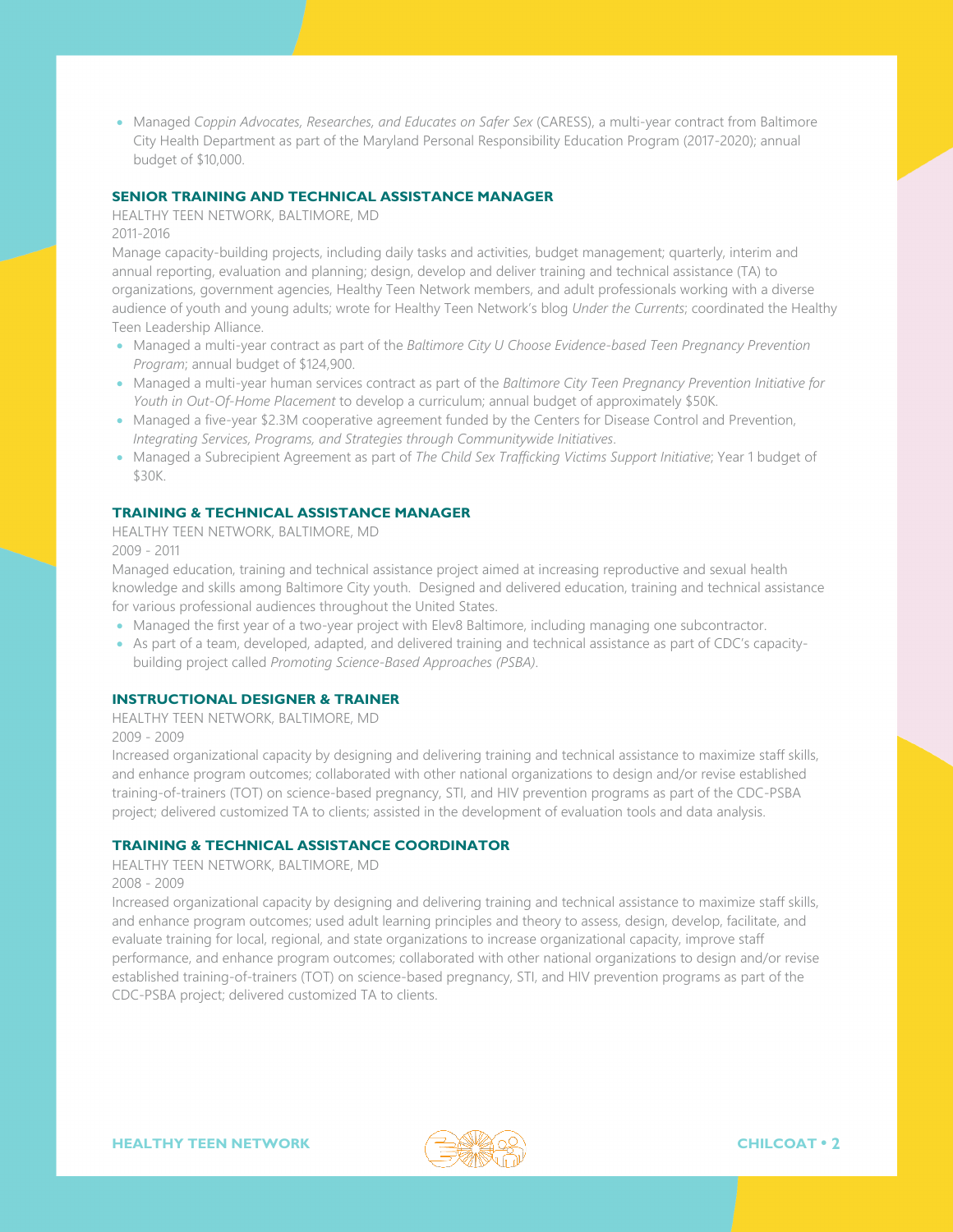- Managed *Coppin Advocates, Researches, and Educates on Safer Sex* (CARESS), a multi-year contract from Baltimore City Health Department as part of the Maryland Personal Responsibility Education Program (2017-2020); annual budget of $10,000.

### SENIOR TRAINING AND TECHNICAL ASSISTANCE MANAGER

HEALTHY TEEN NETWORK, BALTIMORE, MD
2011-2016

Manage capacity-building projects, including daily tasks and activities, budget management; quarterly, interim and annual reporting, evaluation and planning; design, develop and deliver training and technical assistance (TA) to organizations, government agencies, Healthy Teen Network members, and adult professionals working with a diverse audience of youth and young adults; wrote for Healthy Teen Network's blog *Under the Currents*; coordinated the Healthy Teen Leadership Alliance.

- Managed a multi-year contract as part of the *Baltimore City U Choose Evidence-based Teen Pregnancy Prevention Program*; annual budget of $124,900.
- Managed a multi-year human services contract as part of the *Baltimore City Teen Pregnancy Prevention Initiative for Youth in Out-Of-Home Placement* to develop a curriculum; annual budget of approximately $50K.
- Managed a five-year $2.3M cooperative agreement funded by the Centers for Disease Control and Prevention, *Integrating Services, Programs, and Strategies through Communitywide Initiatives*.
- Managed a Subrecipient Agreement as part of *The Child Sex Trafficking Victims Support Initiative*; Year 1 budget of $30K.

### TRAINING & TECHNICAL ASSISTANCE MANAGER

HEALTHY TEEN NETWORK, BALTIMORE, MD
2009 - 2011

Managed education, training and technical assistance project aimed at increasing reproductive and sexual health knowledge and skills among Baltimore City youth. Designed and delivered education, training and technical assistance for various professional audiences throughout the United States.

- Managed the first year of a two-year project with Elev8 Baltimore, including managing one subcontractor.
- As part of a team, developed, adapted, and delivered training and technical assistance as part of CDC's capacity-building project called *Promoting Science-Based Approaches (PSBA)*.

### INSTRUCTIONAL DESIGNER & TRAINER

HEALTHY TEEN NETWORK, BALTIMORE, MD
2009 - 2009

Increased organizational capacity by designing and delivering training and technical assistance to maximize staff skills, and enhance program outcomes; collaborated with other national organizations to design and/or revise established training-of-trainers (TOT) on science-based pregnancy, STI, and HIV prevention programs as part of the CDC-PSBA project; delivered customized TA to clients; assisted in the development of evaluation tools and data analysis.

### TRAINING & TECHNICAL ASSISTANCE COORDINATOR

HEALTHY TEEN NETWORK, BALTIMORE, MD
2008 - 2009

Increased organizational capacity by designing and delivering training and technical assistance to maximize staff skills, and enhance program outcomes; used adult learning principles and theory to assess, design, develop, facilitate, and evaluate training for local, regional, and state organizations to increase organizational capacity, improve staff performance, and enhance program outcomes; collaborated with other national organizations to design and/or revise established training-of-trainers (TOT) on science-based pregnancy, STI, and HIV prevention programs as part of the CDC-PSBA project; delivered customized TA to clients.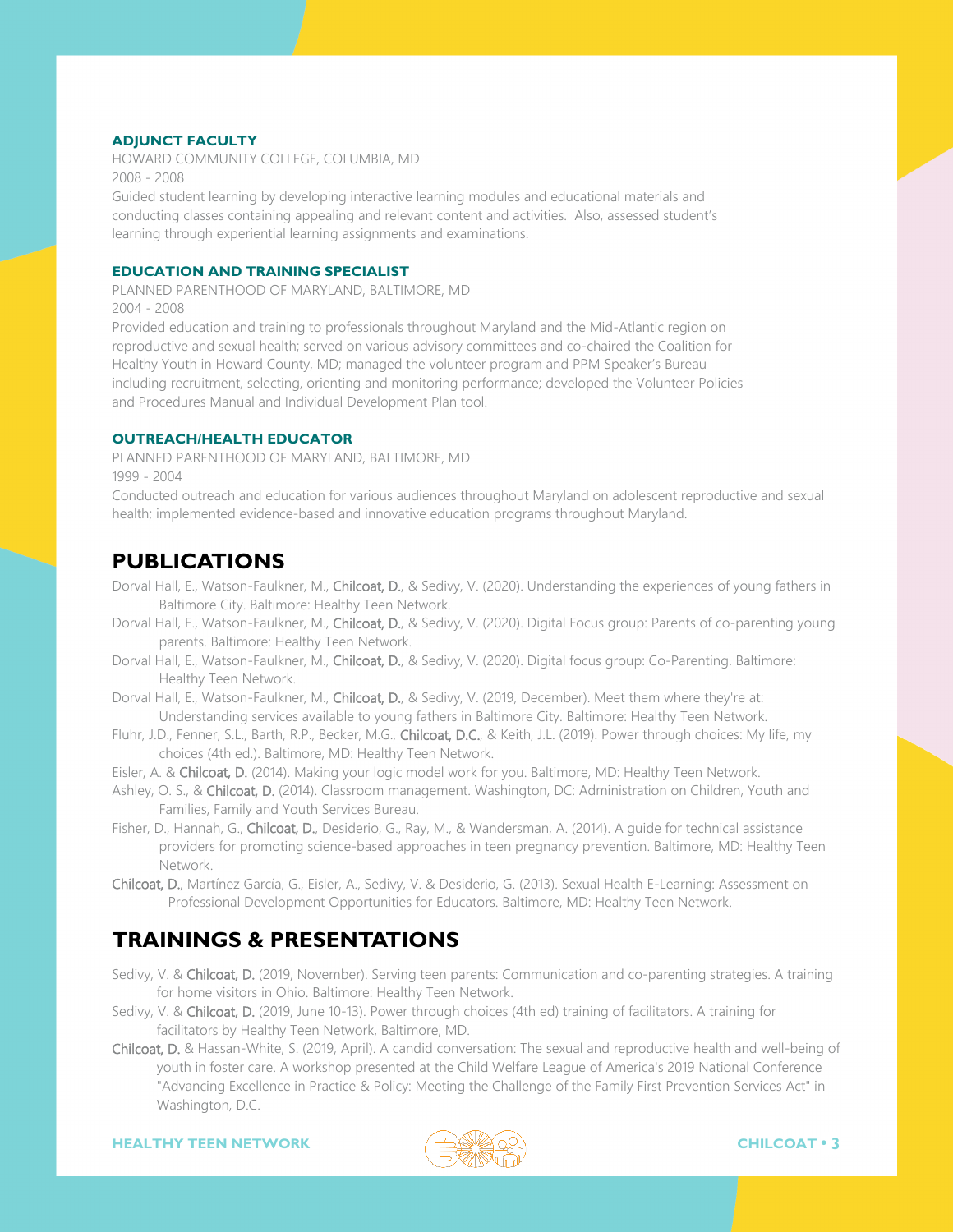### ADJUNCT FACULTY

HOWARD COMMUNITY COLLEGE, COLUMBIA, MD

2008 - 2008

Guided student learning by developing interactive learning modules and educational materials and conducting classes containing appealing and relevant content and activities. Also, assessed student's learning through experiential learning assignments and examinations.

### EDUCATION AND TRAINING SPECIALIST

PLANNED PARENTHOOD OF MARYLAND, BALTIMORE, MD

2004 - 2008

Provided education and training to professionals throughout Maryland and the Mid-Atlantic region on reproductive and sexual health; served on various advisory committees and co-chaired the Coalition for Healthy Youth in Howard County, MD; managed the volunteer program and PPM Speaker's Bureau including recruitment, selecting, orienting and monitoring performance; developed the Volunteer Policies and Procedures Manual and Individual Development Plan tool.

### OUTREACH/HEALTH EDUCATOR

PLANNED PARENTHOOD OF MARYLAND, BALTIMORE, MD

1999 - 2004

Conducted outreach and education for various audiences throughout Maryland on adolescent reproductive and sexual health; implemented evidence-based and innovative education programs throughout Maryland.

## PUBLICATIONS

Dorval Hall, E., Watson-Faulkner, M., **Chilcoat, D.**, & Sedivy, V. (2020). Understanding the experiences of young fathers in Baltimore City. Baltimore: Healthy Teen Network.

Dorval Hall, E., Watson-Faulkner, M., **Chilcoat, D.**, & Sedivy, V. (2020). Digital Focus group: Parents of co-parenting young parents. Baltimore: Healthy Teen Network.

Dorval Hall, E., Watson-Faulkner, M., **Chilcoat, D.**, & Sedivy, V. (2020). Digital focus group: Co-Parenting. Baltimore: Healthy Teen Network.

Dorval Hall, E., Watson-Faulkner, M., **Chilcoat, D.**, & Sedivy, V. (2019, December). Meet them where they're at: Understanding services available to young fathers in Baltimore City. Baltimore: Healthy Teen Network.

Fluhr, J.D., Fenner, S.L., Barth, R.P., Becker, M.G., **Chilcoat, D.C.**, & Keith, J.L. (2019). Power through choices: My life, my choices (4th ed.). Baltimore, MD: Healthy Teen Network.

Eisler, A. & **Chilcoat, D.** (2014). Making your logic model work for you. Baltimore, MD: Healthy Teen Network.

Ashley, O. S., & **Chilcoat, D.** (2014). Classroom management. Washington, DC: Administration on Children, Youth and Families, Family and Youth Services Bureau.

Fisher, D., Hannah, G., **Chilcoat, D.**, Desiderio, G., Ray, M., & Wandersman, A. (2014). A guide for technical assistance providers for promoting science-based approaches in teen pregnancy prevention. Baltimore, MD: Healthy Teen Network.

**Chilcoat, D.**, Martínez García, G., Eisler, A., Sedivy, V. & Desiderio, G. (2013). Sexual Health E-Learning: Assessment on Professional Development Opportunities for Educators. Baltimore, MD: Healthy Teen Network.

## TRAININGS & PRESENTATIONS

Sedivy, V. & **Chilcoat, D.** (2019, November). Serving teen parents: Communication and co-parenting strategies. A training for home visitors in Ohio. Baltimore: Healthy Teen Network.

Sedivy, V. & **Chilcoat, D.** (2019, June 10-13). Power through choices (4th ed) training of facilitators. A training for facilitators by Healthy Teen Network, Baltimore, MD.

**Chilcoat, D.** & Hassan-White, S. (2019, April). A candid conversation: The sexual and reproductive health and well-being of youth in foster care. A workshop presented at the Child Welfare League of America's 2019 National Conference "Advancing Excellence in Practice & Policy: Meeting the Challenge of the Family First Prevention Services Act" in Washington, D.C.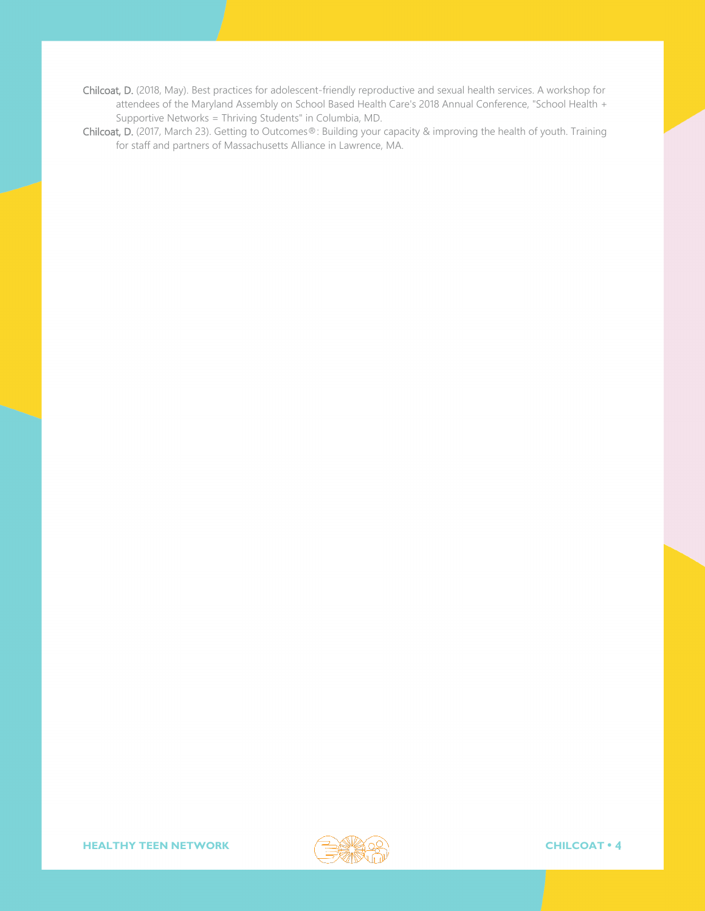**Chilcoat, D.** (2018, May). Best practices for adolescent-friendly reproductive and sexual health services. A workshop for attendees of the Maryland Assembly on School Based Health Care's 2018 Annual Conference, "School Health + Supportive Networks = Thriving Students" in Columbia, MD.

**Chilcoat, D.** (2017, March 23). Getting to Outcomes®: Building your capacity & improving the health of youth. Training for staff and partners of Massachusetts Alliance in Lawrence, MA.